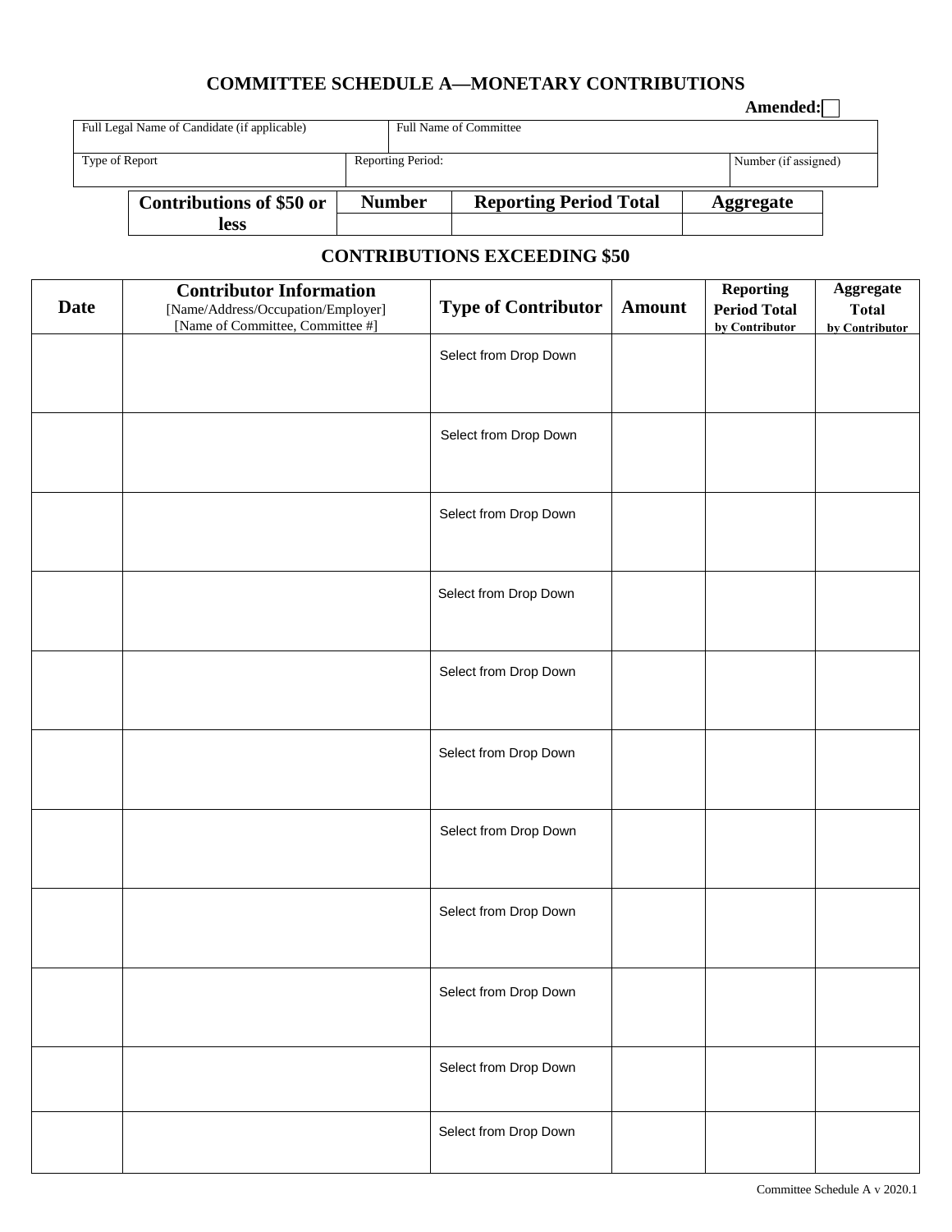# COMMITTEE SCHEDULE A—MONETARY CONTRIBUTIONS

**Amended:** ☐

| Full Legal Name of Candidate (if applicable) | Full Name of Committee | |
|---|---|---|
| Type of Report | Reporting Period: | Number (if assigned) |

| Contributions of $50 or less | Number | Reporting Period Total | Aggregate |
|---|---|---|---|
| | | | |

## CONTRIBUTIONS EXCEEDING $50

| Date | Contributor Information<br>[Name/Address/Occupation/Employer]<br>[Name of Committee, Committee #] | Type of Contributor | Amount | Reporting Period Total by Contributor | Aggregate Total by Contributor |
|---|---|---|---|---|---|
| | | Select from Drop Down | | | |
| | | Select from Drop Down | | | |
| | | Select from Drop Down | | | |
| | | Select from Drop Down | | | |
| | | Select from Drop Down | | | |
| | | Select from Drop Down | | | |
| | | Select from Drop Down | | | |
| | | Select from Drop Down | | | |
| | | Select from Drop Down | | | |
| | | Select from Drop Down | | | |
| | | Select from Drop Down | | | |

Committee Schedule A v 2020.1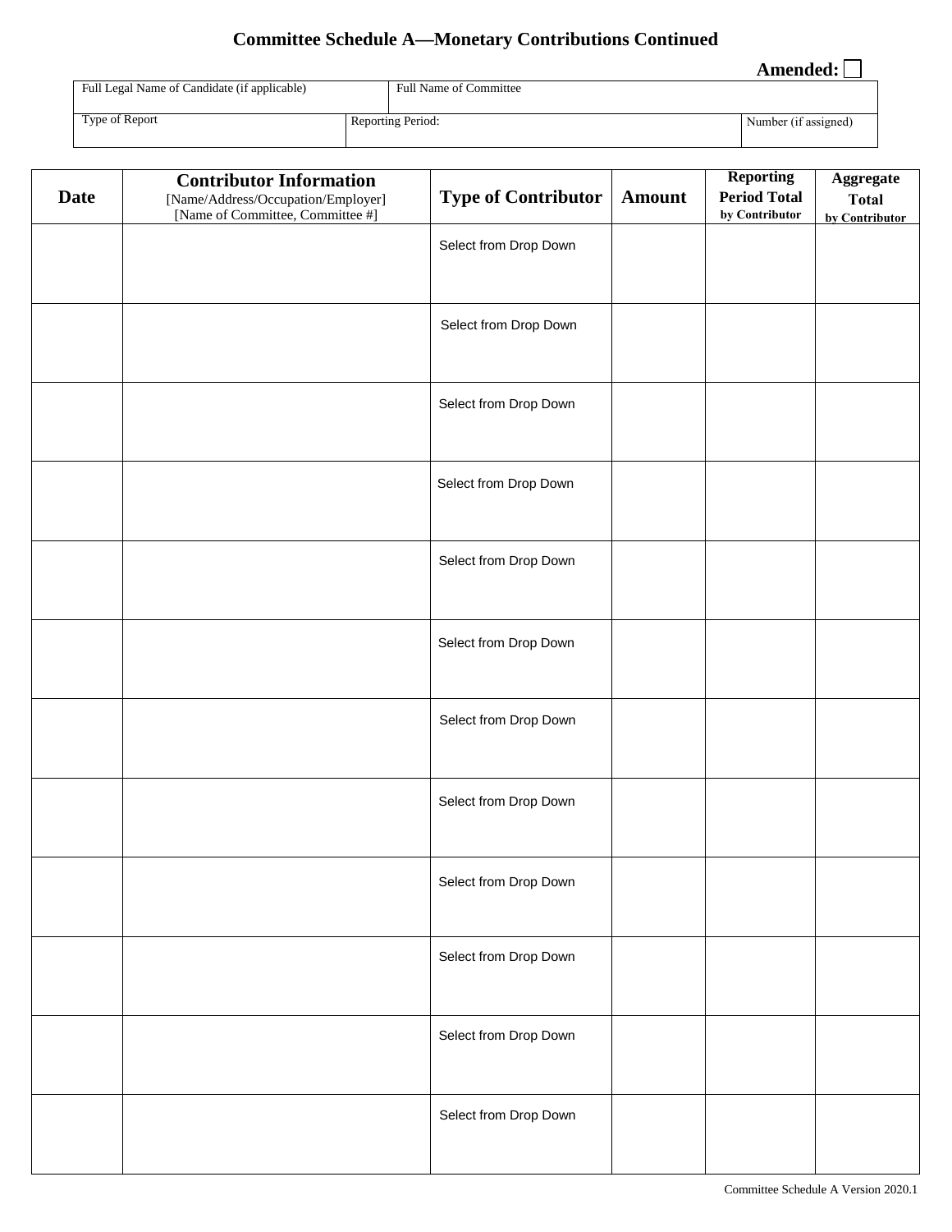# Committee Schedule A—Monetary Contributions Continued

**Amended:** ☐

| Full Legal Name of Candidate (if applicable) | Full Name of Committee | |
|---|---|---|
| Type of Report | Reporting Period: | Number (if assigned) |

| Date | Contributor Information [Name/Address/Occupation/Employer] [Name of Committee, Committee #] | Type of Contributor | Amount | Reporting Period Total by Contributor | Aggregate Total by Contributor |
|---|---|---|---|---|---|
| | | Select from Drop Down | | | |
| | | Select from Drop Down | | | |
| | | Select from Drop Down | | | |
| | | Select from Drop Down | | | |
| | | Select from Drop Down | | | |
| | | Select from Drop Down | | | |
| | | Select from Drop Down | | | |
| | | Select from Drop Down | | | |
| | | Select from Drop Down | | | |
| | | Select from Drop Down | | | |
| | | Select from Drop Down | | | |
| | | Select from Drop Down | | | |

Committee Schedule A Version 2020.1